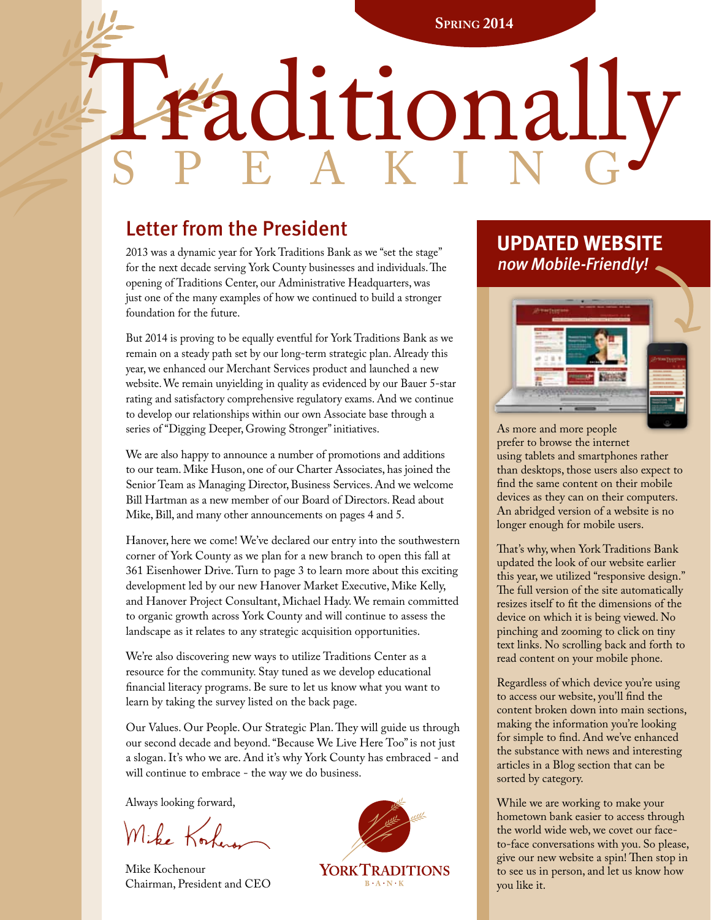Spring 2014

# Traditionally Speaking

## Letter from the President

2013 was a dynamic year for York Traditions Bank as we "set the stage" for the next decade serving York County businesses and individuals. The opening of Traditions Center, our Administrative Headquarters, was just one of the many examples of how we continued to build a stronger foundation for the future.

But 2014 is proving to be equally eventful for York Traditions Bank as we remain on a steady path set by our long-term strategic plan. Already this year, we enhanced our Merchant Services product and launched a new website. We remain unyielding in quality as evidenced by our Bauer 5-star rating and satisfactory comprehensive regulatory exams. And we continue to develop our relationships within our own Associate base through a series of "Digging Deeper, Growing Stronger" initiatives.

We are also happy to announce a number of promotions and additions to our team. Mike Huson, one of our Charter Associates, has joined the Senior Team as Managing Director, Business Services. And we welcome Bill Hartman as a new member of our Board of Directors. Read about Mike, Bill, and many other announcements on pages 4 and 5.

Hanover, here we come! We've declared our entry into the southwestern corner of York County as we plan for a new branch to open this fall at 361 Eisenhower Drive. Turn to page 3 to learn more about this exciting development led by our new Hanover Market Executive, Mike Kelly, and Hanover Project Consultant, Michael Hady. We remain committed to organic growth across York County and will continue to assess the landscape as it relates to any strategic acquisition opportunities.

We're also discovering new ways to utilize Traditions Center as a resource for the community. Stay tuned as we develop educational financial literacy programs. Be sure to let us know what you want to learn by taking the survey listed on the back page.

Our Values. Our People. Our Strategic Plan. They will guide us through our second decade and beyond. "Because We Live Here Too" is not just a slogan. It's who we are. And it's why York County has embraced - and will continue to embrace - the way we do business.

Always looking forward,

Mike Kochenour
Chairman, President and CEO

York Traditions Bank

## UPDATED WEBSITE
*now Mobile-Friendly!*

As more and more people prefer to browse the internet using tablets and smartphones rather than desktops, those users also expect to find the same content on their mobile devices as they can on their computers. An abridged version of a website is no longer enough for mobile users.

That's why, when York Traditions Bank updated the look of our website earlier this year, we utilized "responsive design." The full version of the site automatically resizes itself to fit the dimensions of the device on which it is being viewed. No pinching and zooming to click on tiny text links. No scrolling back and forth to read content on your mobile phone.

Regardless of which device you're using to access our website, you'll find the content broken down into main sections, making the information you're looking for simple to find. And we've enhanced the substance with news and interesting articles in a Blog section that can be sorted by category.

While we are working to make your hometown bank easier to access through the world wide web, we covet our face-to-face conversations with you. So please, give our new website a spin! Then stop in to see us in person, and let us know how you like it.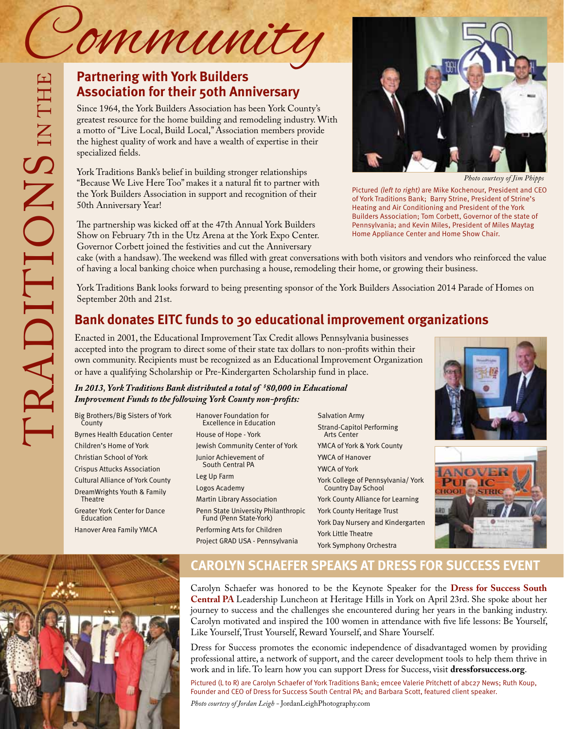# Community

TRADITIONS IN THE

## Partnering with York Builders Association for their 50th Anniversary

Since 1964, the York Builders Association has been York County's greatest resource for the home building and remodeling industry. With a motto of "Live Local, Build Local," Association members provide the highest quality of work and have a wealth of expertise in their specialized fields.

York Traditions Bank's belief in building stronger relationships "Because We Live Here Too" makes it a natural fit to partner with the York Builders Association in support and recognition of their 50th Anniversary Year!

The partnership was kicked off at the 47th Annual York Builders Show on February 7th in the Utz Arena at the York Expo Center. Governor Corbett joined the festivities and cut the Anniversary cake (with a handsaw). The weekend was filled with great conversations with both visitors and vendors who reinforced the value of having a local banking choice when purchasing a house, remodeling their home, or growing their business.

York Traditions Bank looks forward to being presenting sponsor of the York Builders Association 2014 Parade of Homes on September 20th and 21st.

*Photo courtesy of Jim Phipps*

Pictured *(left to right)* are Mike Kochenour, President and CEO of York Traditions Bank; Barry Strine, President of Strine's Heating and Air Conditioning and President of the York Builders Association; Tom Corbett, Governor of the state of Pennsylvania; and Kevin Miles, President of Miles Maytag Home Appliance Center and Home Show Chair.

## Bank donates EITC funds to 30 educational improvement organizations

Enacted in 2001, the Educational Improvement Tax Credit allows Pennsylvania businesses accepted into the program to direct some of their state tax dollars to non-profits within their own community. Recipients must be recognized as an Educational Improvement Organization or have a qualifying Scholarship or Pre-Kindergarten Scholarship fund in place.

***In 2013, York Traditions Bank distributed a total of $80,000 in Educational Improvement Funds to the following York County non-profits:***

- Big Brothers/Big Sisters of York County
- Byrnes Health Education Center
- Children's Home of York
- Christian School of York
- Crispus Attucks Association
- Cultural Alliance of York County
- DreamWrights Youth & Family Theatre
- Greater York Center for Dance Education
- Hanover Area Family YMCA
- Hanover Foundation for Excellence in Education
- House of Hope - York
- Jewish Community Center of York
- Junior Achievement of South Central PA
- Leg Up Farm
- Logos Academy
- Martin Library Association
- Penn State University Philanthropic Fund (Penn State-York)
- Performing Arts for Children
- Project GRAD USA - Pennsylvania
- Salvation Army
- Strand-Capitol Performing Arts Center
- YMCA of York & York County
- YWCA of Hanover
- YWCA of York
- York College of Pennsylvania/ York Country Day School
- York County Alliance for Learning
- York County Heritage Trust
- York Day Nursery and Kindergarten
- York Little Theatre
- York Symphony Orchestra

## CAROLYN SCHAEFER SPEAKS AT DRESS FOR SUCCESS EVENT

Carolyn Schaefer was honored to be the Keynote Speaker for the **Dress for Success South Central PA** Leadership Luncheon at Heritage Hills in York on April 23rd. She spoke about her journey to success and the challenges she encountered during her years in the banking industry. Carolyn motivated and inspired the 100 women in attendance with five life lessons: Be Yourself, Like Yourself, Trust Yourself, Reward Yourself, and Share Yourself.

Dress for Success promotes the economic independence of disadvantaged women by providing professional attire, a network of support, and the career development tools to help them thrive in work and in life. To learn how you can support Dress for Success, visit **dressforsuccess.org**.

Pictured (L to R) are Carolyn Schaefer of York Traditions Bank; emcee Valerie Pritchett of abc27 News; Ruth Koup, Founder and CEO of Dress for Success South Central PA; and Barbara Scott, featured client speaker.

*Photo courtesy of Jordan Leigh* - JordanLeighPhotography.com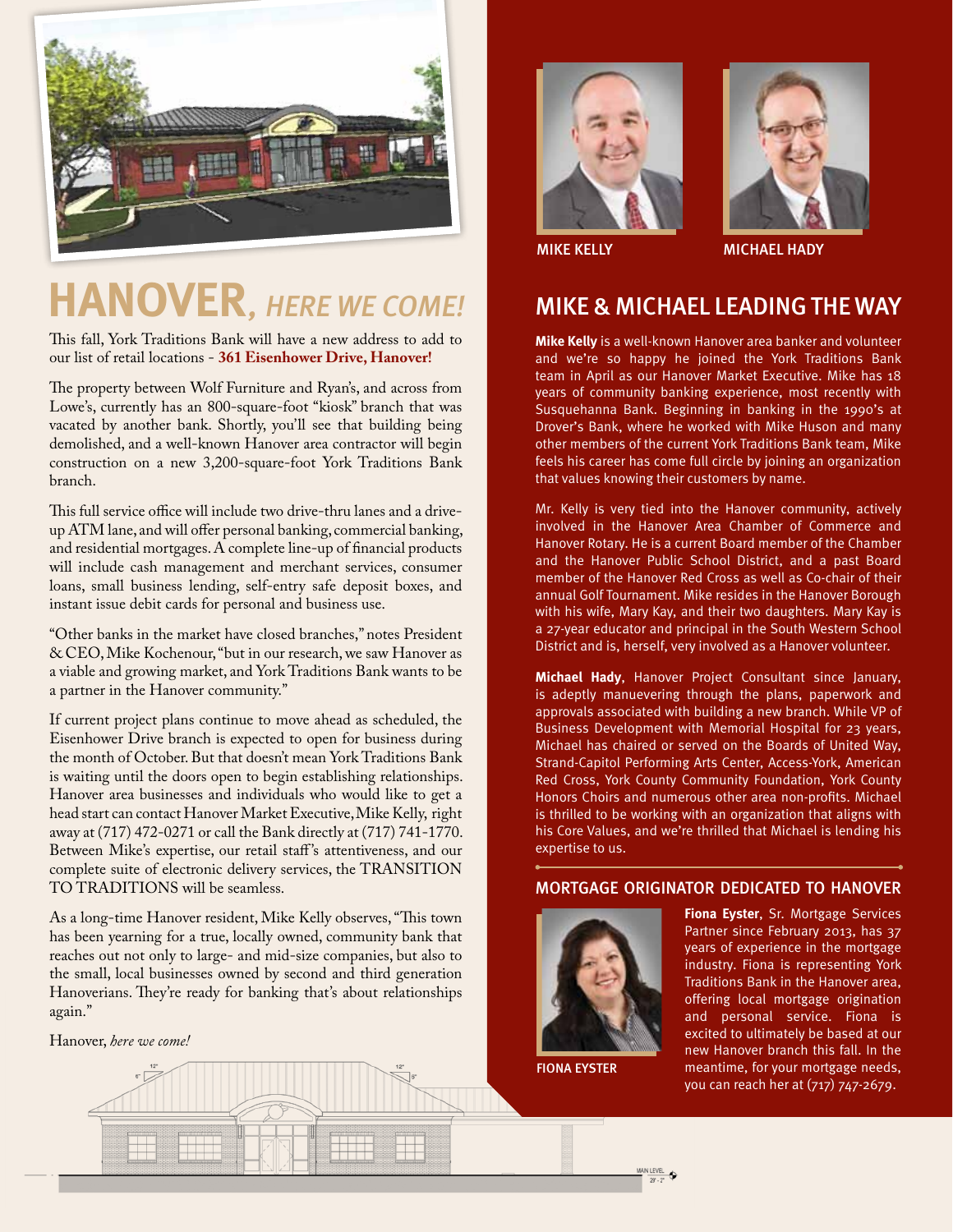# HANOVER, *HERE WE COME!*

This fall, York Traditions Bank will have a new address to add to our list of retail locations - **361 Eisenhower Drive, Hanover!**

The property between Wolf Furniture and Ryan's, and across from Lowe's, currently has an 800-square-foot "kiosk" branch that was vacated by another bank. Shortly, you'll see that building being demolished, and a well-known Hanover area contractor will begin construction on a new 3,200-square-foot York Traditions Bank branch.

This full service office will include two drive-thru lanes and a drive-up ATM lane, and will offer personal banking, commercial banking, and residential mortgages. A complete line-up of financial products will include cash management and merchant services, consumer loans, small business lending, self-entry safe deposit boxes, and instant issue debit cards for personal and business use.

"Other banks in the market have closed branches," notes President & CEO, Mike Kochenour, "but in our research, we saw Hanover as a viable and growing market, and York Traditions Bank wants to be a partner in the Hanover community."

If current project plans continue to move ahead as scheduled, the Eisenhower Drive branch is expected to open for business during the month of October. But that doesn't mean York Traditions Bank is waiting until the doors open to begin establishing relationships. Hanover area businesses and individuals who would like to get a head start can contact Hanover Market Executive, Mike Kelly, right away at (717) 472-0271 or call the Bank directly at (717) 741-1770. Between Mike's expertise, our retail staff's attentiveness, and our complete suite of electronic delivery services, the TRANSITION TO TRADITIONS will be seamless.

As a long-time Hanover resident, Mike Kelly observes, "This town has been yearning for a true, locally owned, community bank that reaches out not only to large- and mid-size companies, but also to the small, local businesses owned by second and third generation Hanoverians. They're ready for banking that's about relationships again."

Hanover, *here we come!*

MIKE KELLY

MICHAEL HADY

## MIKE & MICHAEL LEADING THE WAY

**Mike Kelly** is a well-known Hanover area banker and volunteer and we're so happy he joined the York Traditions Bank team in April as our Hanover Market Executive. Mike has 18 years of community banking experience, most recently with Susquehanna Bank. Beginning in banking in the 1990's at Drover's Bank, where he worked with Mike Huson and many other members of the current York Traditions Bank team, Mike feels his career has come full circle by joining an organization that values knowing their customers by name.

Mr. Kelly is very tied into the Hanover community, actively involved in the Hanover Area Chamber of Commerce and Hanover Rotary. He is a current Board member of the Chamber and the Hanover Public School District, and a past Board member of the Hanover Red Cross as well as Co-chair of their annual Golf Tournament. Mike resides in the Hanover Borough with his wife, Mary Kay, and their two daughters. Mary Kay is a 27-year educator and principal in the South Western School District and is, herself, very involved as a Hanover volunteer.

**Michael Hady**, Hanover Project Consultant since January, is adeptly manuevering through the plans, paperwork and approvals associated with building a new branch. While VP of Business Development with Memorial Hospital for 23 years, Michael has chaired or served on the Boards of United Way, Strand-Capitol Performing Arts Center, Access-York, American Red Cross, York County Community Foundation, York County Honors Choirs and numerous other area non-profits. Michael is thrilled to be working with an organization that aligns with his Core Values, and we're thrilled that Michael is lending his expertise to us.

### MORTGAGE ORIGINATOR DEDICATED TO HANOVER

FIONA EYSTER

**Fiona Eyster**, Sr. Mortgage Services Partner since February 2013, has 37 years of experience in the mortgage industry. Fiona is representing York Traditions Bank in the Hanover area, offering local mortgage origination and personal service. Fiona is excited to ultimately be based at our new Hanover branch this fall. In the meantime, for your mortgage needs, you can reach her at (717) 747-2679.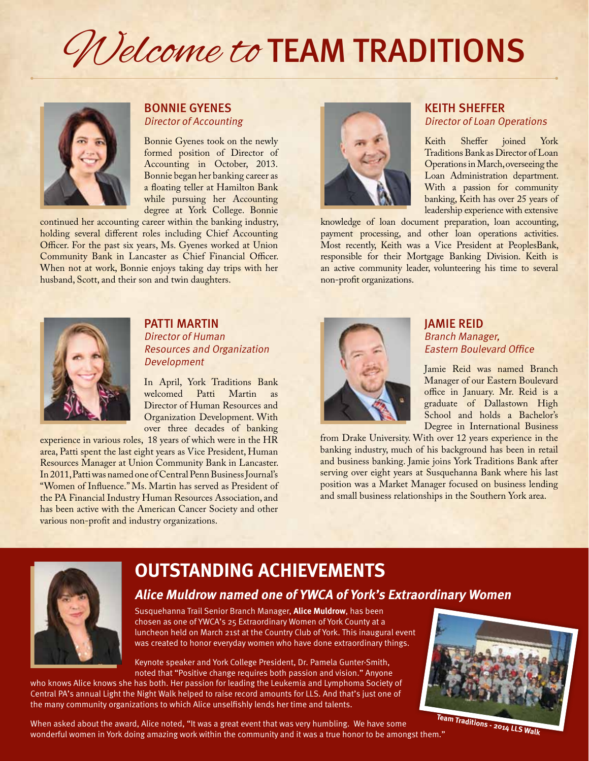# *Welcome to* TEAM TRADITIONS

## BONNIE GYENES
*Director of Accounting*

Bonnie Gyenes took on the newly formed position of Director of Accounting in October, 2013. Bonnie began her banking career as a floating teller at Hamilton Bank while pursuing her Accounting degree at York College. Bonnie continued her accounting career within the banking industry, holding several different roles including Chief Accounting Officer. For the past six years, Ms. Gyenes worked at Union Community Bank in Lancaster as Chief Financial Officer. When not at work, Bonnie enjoys taking day trips with her husband, Scott, and their son and twin daughters.

## KEITH SHEFFER
*Director of Loan Operations*

Keith Sheffer joined York Traditions Bank as Director of Loan Operations in March, overseeing the Loan Administration department. With a passion for community banking, Keith has over 25 years of leadership experience with extensive knowledge of loan document preparation, loan accounting, payment processing, and other loan operations activities. Most recently, Keith was a Vice President at PeoplesBank, responsible for their Mortgage Banking Division. Keith is an active community leader, volunteering his time to several non-profit organizations.

## PATTI MARTIN
*Director of Human Resources and Organization Development*

In April, York Traditions Bank welcomed Patti Martin as Director of Human Resources and Organization Development. With over three decades of banking experience in various roles, 18 years of which were in the HR area, Patti spent the last eight years as Vice President, Human Resources Manager at Union Community Bank in Lancaster. In 2011, Patti was named one of Central Penn Business Journal's "Women of Influence." Ms. Martin has served as President of the PA Financial Industry Human Resources Association, and has been active with the American Cancer Society and other various non-profit and industry organizations.

## JAMIE REID
*Branch Manager, Eastern Boulevard Office*

Jamie Reid was named Branch Manager of our Eastern Boulevard office in January. Mr. Reid is a graduate of Dallastown High School and holds a Bachelor's Degree in International Business from Drake University. With over 12 years experience in the banking industry, much of his background has been in retail and business banking. Jamie joins York Traditions Bank after serving over eight years at Susquehanna Bank where his last position was a Market Manager focused on business lending and small business relationships in the Southern York area.

# OUTSTANDING ACHIEVEMENTS

### *Alice Muldrow named one of YWCA of York's Extraordinary Women*

Susquehanna Trail Senior Branch Manager, **Alice Muldrow**, has been chosen as one of YWCA's 25 Extraordinary Women of York County at a luncheon held on March 21st at the Country Club of York. This inaugural event was created to honor everyday women who have done extraordinary things.

Keynote speaker and York College President, Dr. Pamela Gunter-Smith, noted that "Positive change requires both passion and vision." Anyone who knows Alice knows she has both. Her passion for leading the Leukemia and Lymphoma Society of Central PA's annual Light the Night Walk helped to raise record amounts for LLS. And that's just one of the many community organizations to which Alice unselfishly lends her time and talents.

When asked about the award, Alice noted, "It was a great event that was very humbling. We have some wonderful women in York doing amazing work within the community and it was a true honor to be amongst them."

Team Traditions - 2014 LLS Walk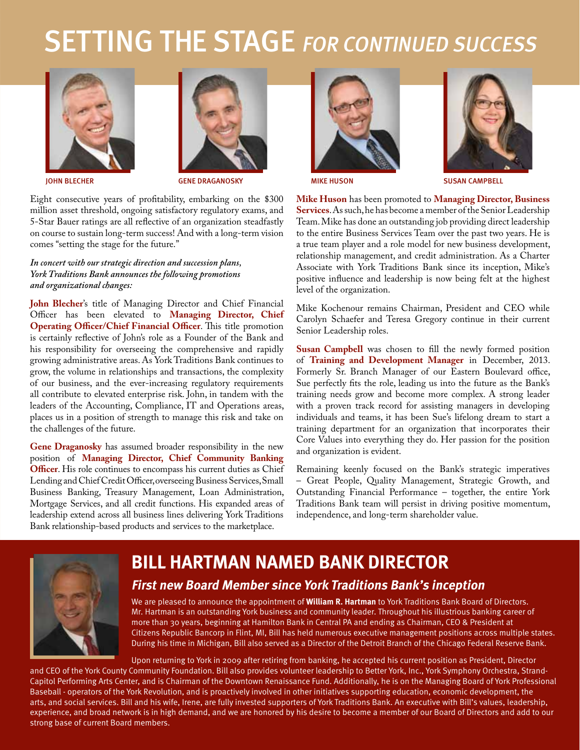# SETTING THE STAGE *FOR CONTINUED SUCCESS*

JOHN BLECHER

GENE DRAGANOSKY

MIKE HUSON

SUSAN CAMPBELL

Eight consecutive years of profitability, embarking on the $300 million asset threshold, ongoing satisfactory regulatory exams, and 5-Star Bauer ratings are all reflective of an organization steadfastly on course to sustain long-term success! And with a long-term vision comes "setting the stage for the future."

***In concert with our strategic direction and succession plans, York Traditions Bank announces the following promotions and organizational changes:***

**John Blecher**'s title of Managing Director and Chief Financial Officer has been elevated to **Managing Director, Chief Operating Officer/Chief Financial Officer**. This title promotion is certainly reflective of John's role as a Founder of the Bank and his responsibility for overseeing the comprehensive and rapidly growing administrative areas. As York Traditions Bank continues to grow, the volume in relationships and transactions, the complexity of our business, and the ever-increasing regulatory requirements all contribute to elevated enterprise risk. John, in tandem with the leaders of the Accounting, Compliance, IT and Operations areas, places us in a position of strength to manage this risk and take on the challenges of the future.

**Gene Draganosky** has assumed broader responsibility in the new position of **Managing Director, Chief Community Banking Officer**. His role continues to encompass his current duties as Chief Lending and Chief Credit Officer, overseeing Business Services, Small Business Banking, Treasury Management, Loan Administration, Mortgage Services, and all credit functions. His expanded areas of leadership extend across all business lines delivering York Traditions Bank relationship-based products and services to the marketplace.

**Mike Huson** has been promoted to **Managing Director, Business Services**. As such, he has become a member of the Senior Leadership Team. Mike has done an outstanding job providing direct leadership to the entire Business Services Team over the past two years. He is a true team player and a role model for new business development, relationship management, and credit administration. As a Charter Associate with York Traditions Bank since its inception, Mike's positive influence and leadership is now being felt at the highest level of the organization.

Mike Kochenour remains Chairman, President and CEO while Carolyn Schaefer and Teresa Gregory continue in their current Senior Leadership roles.

**Susan Campbell** was chosen to fill the newly formed position of **Training and Development Manager** in December, 2013. Formerly Sr. Branch Manager of our Eastern Boulevard office, Sue perfectly fits the role, leading us into the future as the Bank's training needs grow and become more complex. A strong leader with a proven track record for assisting managers in developing individuals and teams, it has been Sue's lifelong dream to start a training department for an organization that incorporates their Core Values into everything they do. Her passion for the position and organization is evident.

Remaining keenly focused on the Bank's strategic imperatives – Great People, Quality Management, Strategic Growth, and Outstanding Financial Performance – together, the entire York Traditions Bank team will persist in driving positive momentum, independence, and long-term shareholder value.

## BILL HARTMAN NAMED BANK DIRECTOR

### *First new Board Member since York Traditions Bank's inception*

We are pleased to announce the appointment of **William R. Hartman** to York Traditions Bank Board of Directors. Mr. Hartman is an outstanding York business and community leader. Throughout his illustrious banking career of more than 30 years, beginning at Hamilton Bank in Central PA and ending as Chairman, CEO & President at Citizens Republic Bancorp in Flint, MI, Bill has held numerous executive management positions across multiple states. During his time in Michigan, Bill also served as a Director of the Detroit Branch of the Chicago Federal Reserve Bank.

Upon returning to York in 2009 after retiring from banking, he accepted his current position as President, Director and CEO of the York County Community Foundation. Bill also provides volunteer leadership to Better York, Inc., York Symphony Orchestra, Strand-Capitol Performing Arts Center, and is Chairman of the Downtown Renaissance Fund. Additionally, he is on the Managing Board of York Professional Baseball - operators of the York Revolution, and is proactively involved in other initiatives supporting education, economic development, the arts, and social services. Bill and his wife, Irene, are fully invested supporters of York Traditions Bank. An executive with Bill's values, leadership, experience, and broad network is in high demand, and we are honored by his desire to become a member of our Board of Directors and add to our strong base of current Board members.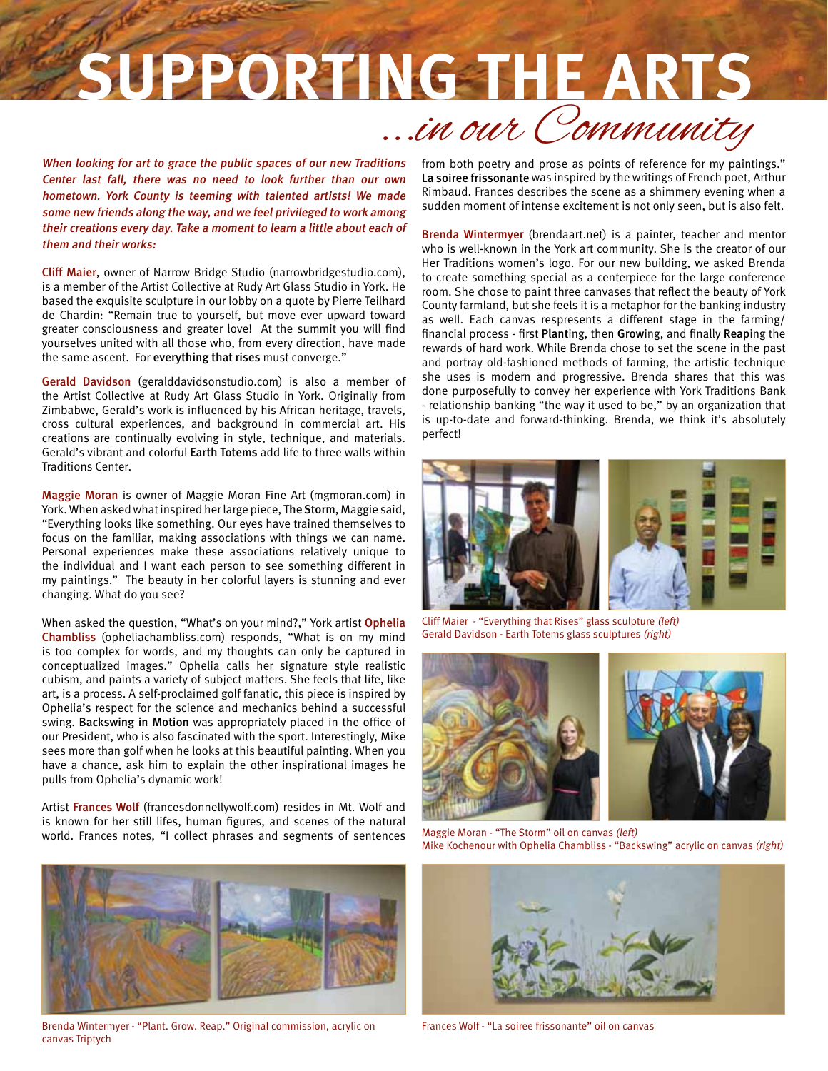# SUPPORTING THE ARTS

## *...in our Community*

*When looking for art to grace the public spaces of our new Traditions Center last fall, there was no need to look further than our own hometown. York County is teeming with talented artists! We made some new friends along the way, and we feel privileged to work among their creations every day. Take a moment to learn a little about each of them and their works:*

Cliff Maier, owner of Narrow Bridge Studio (narrowbridgestudio.com), is a member of the Artist Collective at Rudy Art Glass Studio in York. He based the exquisite sculpture in our lobby on a quote by Pierre Teilhard de Chardin: "Remain true to yourself, but move ever upward toward greater consciousness and greater love! At the summit you will find yourselves united with all those who, from every direction, have made the same ascent. For **everything that rises** must converge."

Gerald Davidson (geralddavidsonstudio.com) is also a member of the Artist Collective at Rudy Art Glass Studio in York. Originally from Zimbabwe, Gerald's work is influenced by his African heritage, travels, cross cultural experiences, and background in commercial art. His creations are continually evolving in style, technique, and materials. Gerald's vibrant and colorful **Earth Totems** add life to three walls within Traditions Center.

Maggie Moran is owner of Maggie Moran Fine Art (mgmoran.com) in York. When asked what inspired her large piece, **The Storm**, Maggie said, "Everything looks like something. Our eyes have trained themselves to focus on the familiar, making associations with things we can name. Personal experiences make these associations relatively unique to the individual and I want each person to see something different in my paintings." The beauty in her colorful layers is stunning and ever changing. What do you see?

When asked the question, "What's on your mind?," York artist Ophelia Chambliss (opheliachambliss.com) responds, "What is on my mind is too complex for words, and my thoughts can only be captured in conceptualized images." Ophelia calls her signature style realistic cubism, and paints a variety of subject matters. She feels that life, like art, is a process. A self-proclaimed golf fanatic, this piece is inspired by Ophelia's respect for the science and mechanics behind a successful swing. **Backswing in Motion** was appropriately placed in the office of our President, who is also fascinated with the sport. Interestingly, Mike sees more than golf when he looks at this beautiful painting. When you have a chance, ask him to explain the other inspirational images he pulls from Ophelia's dynamic work!

Artist Frances Wolf (francesdonnellywolf.com) resides in Mt. Wolf and is known for her still lifes, human figures, and scenes of the natural world. Frances notes, "I collect phrases and segments of sentences from both poetry and prose as points of reference for my paintings." **La soiree frissonante** was inspired by the writings of French poet, Arthur Rimbaud. Frances describes the scene as a shimmery evening when a sudden moment of intense excitement is not only seen, but is also felt.

Brenda Wintermyer (brendaart.net) is a painter, teacher and mentor who is well-known in the York art community. She is the creator of our Her Traditions women's logo. For our new building, we asked Brenda to create something special as a centerpiece for the large conference room. She chose to paint three canvases that reflect the beauty of York County farmland, but she feels it is a metaphor for the banking industry as well. Each canvas respresents a different stage in the farming/financial process - first **Plant**ing, then **Grow**ing, and finally **Reap**ing the rewards of hard work. While Brenda chose to set the scene in the past and portray old-fashioned methods of farming, the artistic technique she uses is modern and progressive. Brenda shares that this was done purposefully to convey her experience with York Traditions Bank - relationship banking "the way it used to be," by an organization that is up-to-date and forward-thinking. Brenda, we think it's absolutely perfect!

Cliff Maier - "Everything that Rises" glass sculpture *(left)*
Gerald Davidson - Earth Totems glass sculptures *(right)*

Maggie Moran - "The Storm" oil on canvas *(left)*
Mike Kochenour with Ophelia Chambliss - "Backswing" acrylic on canvas *(right)*

Brenda Wintermyer - "Plant. Grow. Reap." Original commission, acrylic on canvas Triptych

Frances Wolf - "La soiree frissonante" oil on canvas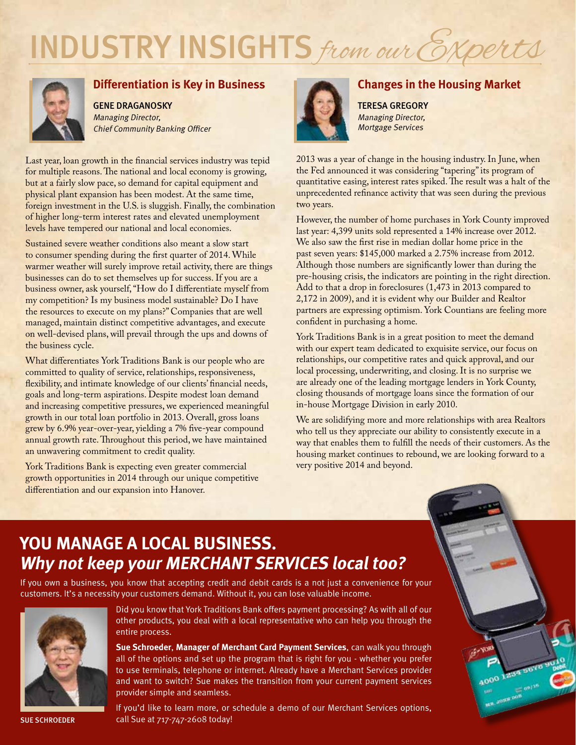# INDUSTRY INSIGHTS *from our Experts*

## Differentiation is Key in Business

GENE DRAGANOSKY
*Managing Director,*
*Chief Community Banking Officer*

Last year, loan growth in the financial services industry was tepid for multiple reasons. The national and local economy is growing, but at a fairly slow pace, so demand for capital equipment and physical plant expansion has been modest. At the same time, foreign investment in the U.S. is sluggish. Finally, the combination of higher long-term interest rates and elevated unemployment levels have tempered our national and local economies.

Sustained severe weather conditions also meant a slow start to consumer spending during the first quarter of 2014. While warmer weather will surely improve retail activity, there are things businesses can do to set themselves up for success. If you are a business owner, ask yourself, "How do I differentiate myself from my competition? Is my business model sustainable? Do I have the resources to execute on my plans?" Companies that are well managed, maintain distinct competitive advantages, and execute on well-devised plans, will prevail through the ups and downs of the business cycle.

What differentiates York Traditions Bank is our people who are committed to quality of service, relationships, responsiveness, flexibility, and intimate knowledge of our clients' financial needs, goals and long-term aspirations. Despite modest loan demand and increasing competitive pressures, we experienced meaningful growth in our total loan portfolio in 2013. Overall, gross loans grew by 6.9% year-over-year, yielding a 7% five-year compound annual growth rate. Throughout this period, we have maintained an unwavering commitment to credit quality.

York Traditions Bank is expecting even greater commercial growth opportunities in 2014 through our unique competitive differentiation and our expansion into Hanover.

## Changes in the Housing Market

TERESA GREGORY
*Managing Director,*
*Mortgage Services*

2013 was a year of change in the housing industry. In June, when the Fed announced it was considering "tapering" its program of quantitative easing, interest rates spiked. The result was a halt of the unprecedented refinance activity that was seen during the previous two years.

However, the number of home purchases in York County improved last year: 4,399 units sold represented a 14% increase over 2012. We also saw the first rise in median dollar home price in the past seven years: $145,000 marked a 2.75% increase from 2012. Although those numbers are significantly lower than during the pre-housing crisis, the indicators are pointing in the right direction. Add to that a drop in foreclosures (1,473 in 2013 compared to 2,172 in 2009), and it is evident why our Builder and Realtor partners are expressing optimism. York Countians are feeling more confident in purchasing a home.

York Traditions Bank is in a great position to meet the demand with our expert team dedicated to exquisite service, our focus on relationships, our competitive rates and quick approval, and our local processing, underwriting, and closing. It is no surprise we are already one of the leading mortgage lenders in York County, closing thousands of mortgage loans since the formation of our in-house Mortgage Division in early 2010.

We are solidifying more and more relationships with area Realtors who tell us they appreciate our ability to consistently execute in a way that enables them to fulfill the needs of their customers. As the housing market continues to rebound, we are looking forward to a very positive 2014 and beyond.

## YOU MANAGE A LOCAL BUSINESS.
## *Why not keep your MERCHANT SERVICES local too?*

If you own a business, you know that accepting credit and debit cards is a not just a convenience for your customers. It's a necessity your customers demand. Without it, you can lose valuable income.

Did you know that York Traditions Bank offers payment processing? As with all of our other products, you deal with a local representative who can help you through the entire process.

**Sue Schroeder**, **Manager of Merchant Card Payment Services**, can walk you through all of the options and set up the program that is right for you - whether you prefer to use terminals, telephone or internet. Already have a Merchant Services provider and want to switch? Sue makes the transition from your current payment services provider simple and seamless.

If you'd like to learn more, or schedule a demo of our Merchant Services options, call Sue at 717-747-2608 today!

SUE SCHROEDER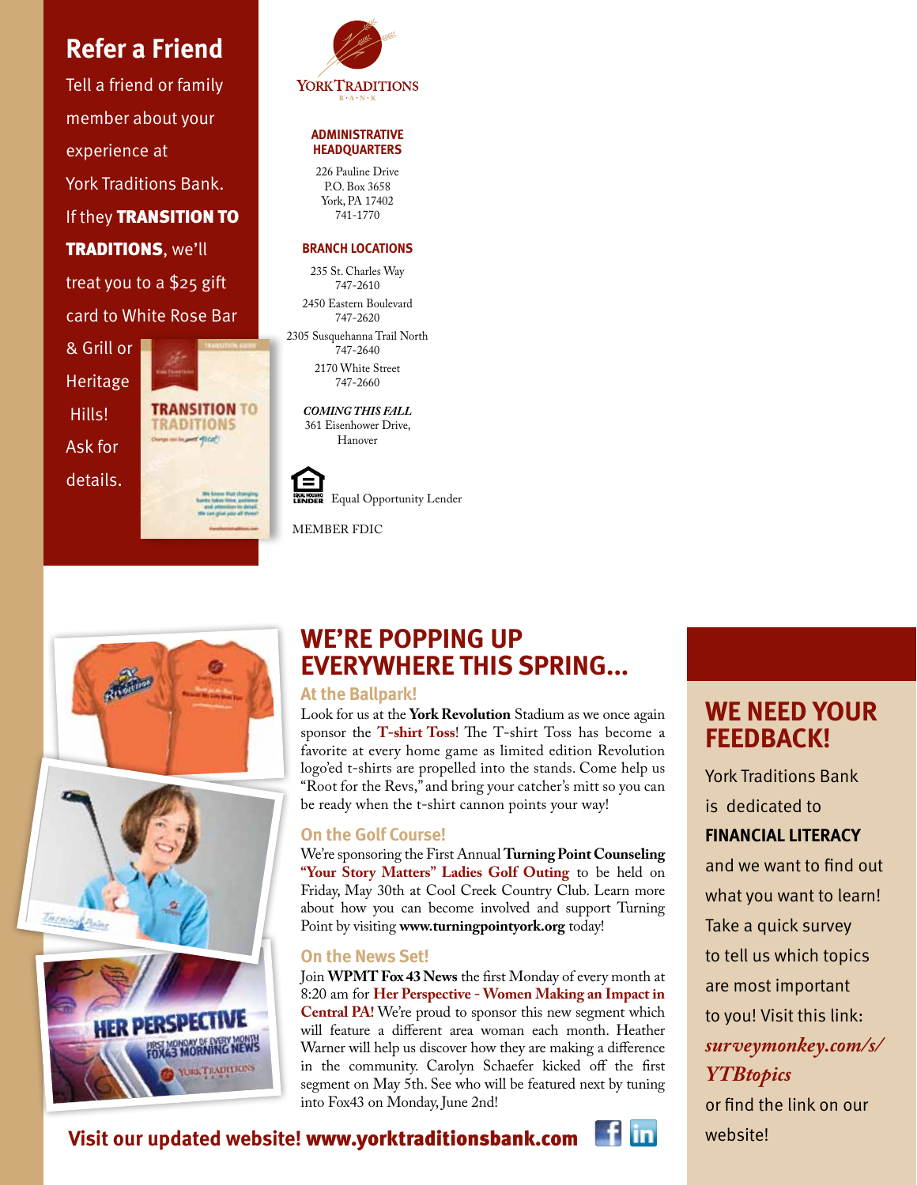## Refer a Friend

Tell a friend or family member about your experience at York Traditions Bank. If they **TRANSITION TO TRADITIONS**, we'll treat you to a $25 gift card to White Rose Bar & Grill or Heritage Hills! Ask for details.

YORK TRADITIONS BANK

**ADMINISTRATIVE HEADQUARTERS**

226 Pauline Drive
P.O. Box 3658
York, PA 17402
741-1770

**BRANCH LOCATIONS**

235 St. Charles Way
747-2610

2450 Eastern Boulevard
747-2620

2305 Susquehanna Trail North
747-2640

2170 White Street
747-2660

***COMING THIS FALL***
361 Eisenhower Drive,
Hanover

Equal Opportunity Lender

MEMBER FDIC

## WE'RE POPPING UP EVERYWHERE THIS SPRING...

### At the Ballpark!

Look for us at the **York Revolution** Stadium as we once again sponsor the **T-shirt Toss**! The T-shirt Toss has become a favorite at every home game as limited edition Revolution logo'ed t-shirts are propelled into the stands. Come help us "Root for the Revs," and bring your catcher's mitt so you can be ready when the t-shirt cannon points your way!

### On the Golf Course!

We're sponsoring the First Annual **Turning Point Counseling "Your Story Matters" Ladies Golf Outing** to be held on Friday, May 30th at Cool Creek Country Club. Learn more about how you can become involved and support Turning Point by visiting **www.turningpointyork.org** today!

### On the News Set!

Join **WPMT Fox 43 News** the first Monday of every month at 8:20 am for **Her Perspective - Women Making an Impact in Central PA!** We're proud to sponsor this new segment which will feature a different area woman each month. Heather Warner will help us discover how they are making a difference in the community. Carolyn Schaefer kicked off the first segment on May 5th. See who will be featured next by tuning into Fox43 on Monday, June 2nd!

**Visit our updated website! www.yorktraditionsbank.com**

## WE NEED YOUR FEEDBACK!

York Traditions Bank is dedicated to **FINANCIAL LITERACY** and we want to find out what you want to learn! Take a quick survey to tell us which topics are most important to you! Visit this link: ***surveymonkey.com/s/YTBtopics*** or find the link on our website!